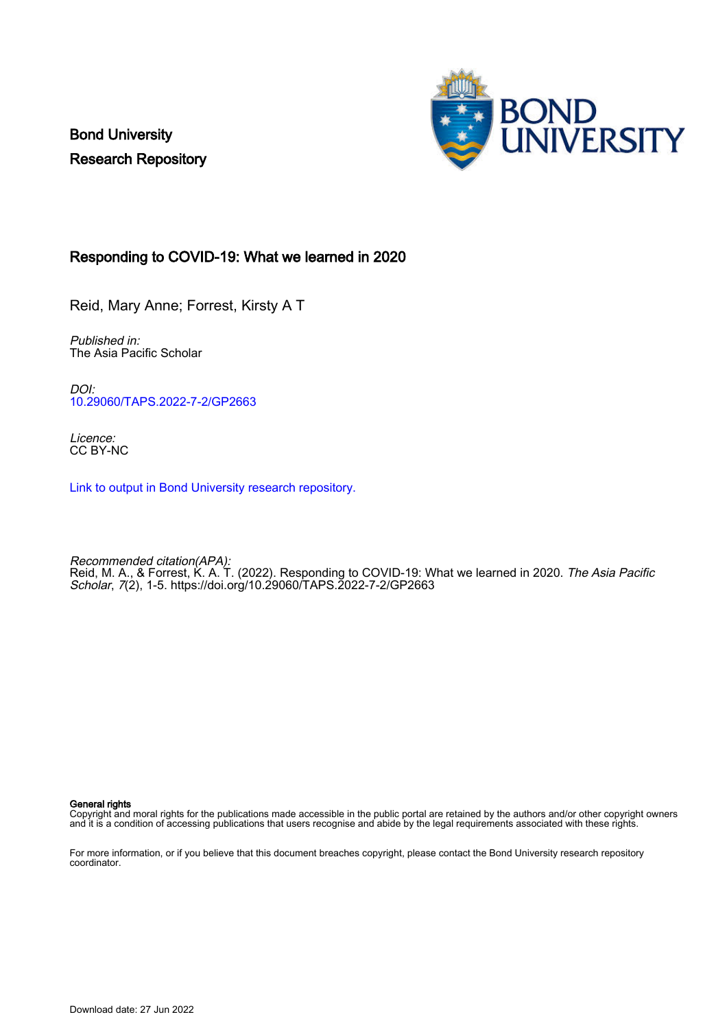Bond University
Research Repository

# Responding to COVID-19: What we learned in 2020

Reid, Mary Anne; Forrest, Kirsty A T

*Published in:*
The Asia Pacific Scholar

*DOI:*
10.29060/TAPS.2022-7-2/GP2663

*Licence:*
CC BY-NC

Link to output in Bond University research repository.

*Recommended citation(APA):*
Reid, M. A., & Forrest, K. A. T. (2022). Responding to COVID-19: What we learned in 2020. *The Asia Pacific Scholar*, *7*(2), 1-5. https://doi.org/10.29060/TAPS.2022-7-2/GP2663

**General rights**
Copyright and moral rights for the publications made accessible in the public portal are retained by the authors and/or other copyright owners and it is a condition of accessing publications that users recognise and abide by the legal requirements associated with these rights.

For more information, or if you believe that this document breaches copyright, please contact the Bond University research repository coordinator.

Download date: 27 Jun 2022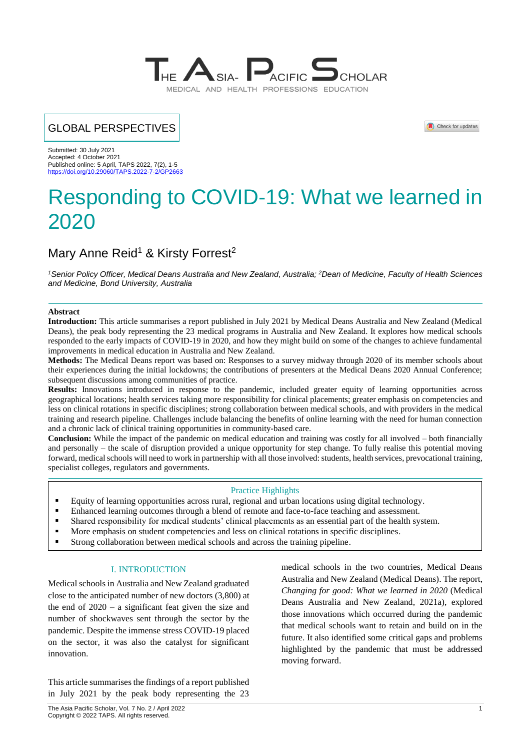# GLOBAL PERSPECTIVES

Submitted: 30 July 2021
Accepted: 4 October 2021
Published online: 5 April, TAPS 2022, 7(2), 1-5
https://doi.org/10.29060/TAPS.2022-7-2/GP2663

# Responding to COVID-19: What we learned in 2020

## Mary Anne Reid[1] & Kirsty Forrest[2]

*[1]Senior Policy Officer, Medical Deans Australia and New Zealand, Australia; [2]Dean of Medicine, Faculty of Health Sciences and Medicine, Bond University, Australia*

**Abstract**

**Introduction:** This article summarises a report published in July 2021 by Medical Deans Australia and New Zealand (Medical Deans), the peak body representing the 23 medical programs in Australia and New Zealand. It explores how medical schools responded to the early impacts of COVID-19 in 2020, and how they might build on some of the changes to achieve fundamental improvements in medical education in Australia and New Zealand.

**Methods:** The Medical Deans report was based on: Responses to a survey midway through 2020 of its member schools about their experiences during the initial lockdowns; the contributions of presenters at the Medical Deans 2020 Annual Conference; subsequent discussions among communities of practice.

**Results:** Innovations introduced in response to the pandemic, included greater equity of learning opportunities across geographical locations; health services taking more responsibility for clinical placements; greater emphasis on competencies and less on clinical rotations in specific disciplines; strong collaboration between medical schools, and with providers in the medical training and research pipeline. Challenges include balancing the benefits of online learning with the need for human connection and a chronic lack of clinical training opportunities in community-based care.

**Conclusion:** While the impact of the pandemic on medical education and training was costly for all involved – both financially and personally – the scale of disruption provided a unique opportunity for step change. To fully realise this potential moving forward, medical schools will need to work in partnership with all those involved: students, health services, prevocational training, specialist colleges, regulators and governments.

**Practice Highlights**

- Equity of learning opportunities across rural, regional and urban locations using digital technology.
- Enhanced learning outcomes through a blend of remote and face-to-face teaching and assessment.
- Shared responsibility for medical students' clinical placements as an essential part of the health system.
- More emphasis on student competencies and less on clinical rotations in specific disciplines.
- Strong collaboration between medical schools and across the training pipeline.

## I. INTRODUCTION

Medical schools in Australia and New Zealand graduated close to the anticipated number of new doctors (3,800) at the end of 2020 – a significant feat given the size and number of shockwaves sent through the sector by the pandemic. Despite the immense stress COVID-19 placed on the sector, it was also the catalyst for significant innovation.

This article summarises the findings of a report published in July 2021 by the peak body representing the 23 medical schools in the two countries, Medical Deans Australia and New Zealand (Medical Deans). The report, *Changing for good: What we learned in 2020* (Medical Deans Australia and New Zealand, 2021a), explored those innovations which occurred during the pandemic that medical schools want to retain and build on in the future. It also identified some critical gaps and problems highlighted by the pandemic that must be addressed moving forward.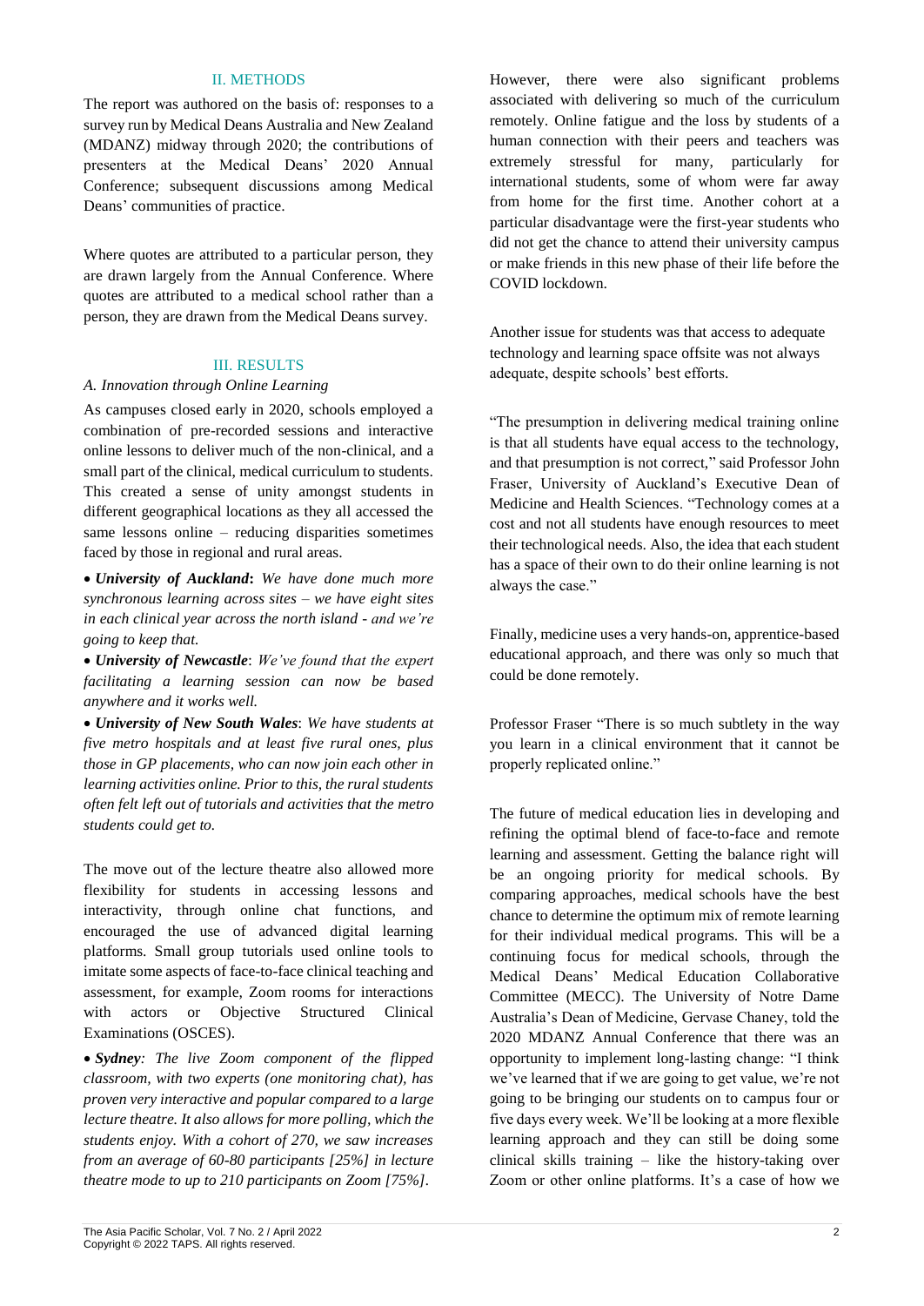## II. METHODS

The report was authored on the basis of: responses to a survey run by Medical Deans Australia and New Zealand (MDANZ) midway through 2020; the contributions of presenters at the Medical Deans' 2020 Annual Conference; subsequent discussions among Medical Deans' communities of practice.

Where quotes are attributed to a particular person, they are drawn largely from the Annual Conference. Where quotes are attributed to a medical school rather than a person, they are drawn from the Medical Deans survey.

## III. RESULTS

### *A. Innovation through Online Learning*

As campuses closed early in 2020, schools employed a combination of pre-recorded sessions and interactive online lessons to deliver much of the non-clinical, and a small part of the clinical, medical curriculum to students. This created a sense of unity amongst students in different geographical locations as they all accessed the same lessons online – reducing disparities sometimes faced by those in regional and rural areas.

- ***University of Auckland*: *We have done much more synchronous learning across sites – we have eight sites in each clinical year across the north island - and we're going to keep that.***
- ***University of Newcastle*: *We've found that the expert facilitating a learning session can now be based anywhere and it works well.***
- ***University of New South Wales*: *We have students at five metro hospitals and at least five rural ones, plus those in GP placements, who can now join each other in learning activities online. Prior to this, the rural students often felt left out of tutorials and activities that the metro students could get to.***

The move out of the lecture theatre also allowed more flexibility for students in accessing lessons and interactivity, through online chat functions, and encouraged the use of advanced digital learning platforms. Small group tutorials used online tools to imitate some aspects of face-to-face clinical teaching and assessment, for example, Zoom rooms for interactions with actors or Objective Structured Clinical Examinations (OSCES).

- ***Sydney*: *The live Zoom component of the flipped classroom, with two experts (one monitoring chat), has proven very interactive and popular compared to a large lecture theatre. It also allows for more polling, which the students enjoy. With a cohort of 270, we saw increases from an average of 60-80 participants [25%] in lecture theatre mode to up to 210 participants on Zoom [75%].***

However, there were also significant problems associated with delivering so much of the curriculum remotely. Online fatigue and the loss by students of a human connection with their peers and teachers was extremely stressful for many, particularly for international students, some of whom were far away from home for the first time. Another cohort at a particular disadvantage were the first-year students who did not get the chance to attend their university campus or make friends in this new phase of their life before the COVID lockdown.

Another issue for students was that access to adequate technology and learning space offsite was not always adequate, despite schools' best efforts.

"The presumption in delivering medical training online is that all students have equal access to the technology, and that presumption is not correct," said Professor John Fraser, University of Auckland's Executive Dean of Medicine and Health Sciences. "Technology comes at a cost and not all students have enough resources to meet their technological needs. Also, the idea that each student has a space of their own to do their online learning is not always the case."

Finally, medicine uses a very hands-on, apprentice-based educational approach, and there was only so much that could be done remotely.

Professor Fraser "There is so much subtlety in the way you learn in a clinical environment that it cannot be properly replicated online."

The future of medical education lies in developing and refining the optimal blend of face-to-face and remote learning and assessment. Getting the balance right will be an ongoing priority for medical schools. By comparing approaches, medical schools have the best chance to determine the optimum mix of remote learning for their individual medical programs. This will be a continuing focus for medical schools, through the Medical Deans' Medical Education Collaborative Committee (MECC). The University of Notre Dame Australia's Dean of Medicine, Gervase Chaney, told the 2020 MDANZ Annual Conference that there was an opportunity to implement long-lasting change: "I think we've learned that if we are going to get value, we're not going to be bringing our students on to campus four or five days every week. We'll be looking at a more flexible learning approach and they can still be doing some clinical skills training – like the history-taking over Zoom or other online platforms. It's a case of how we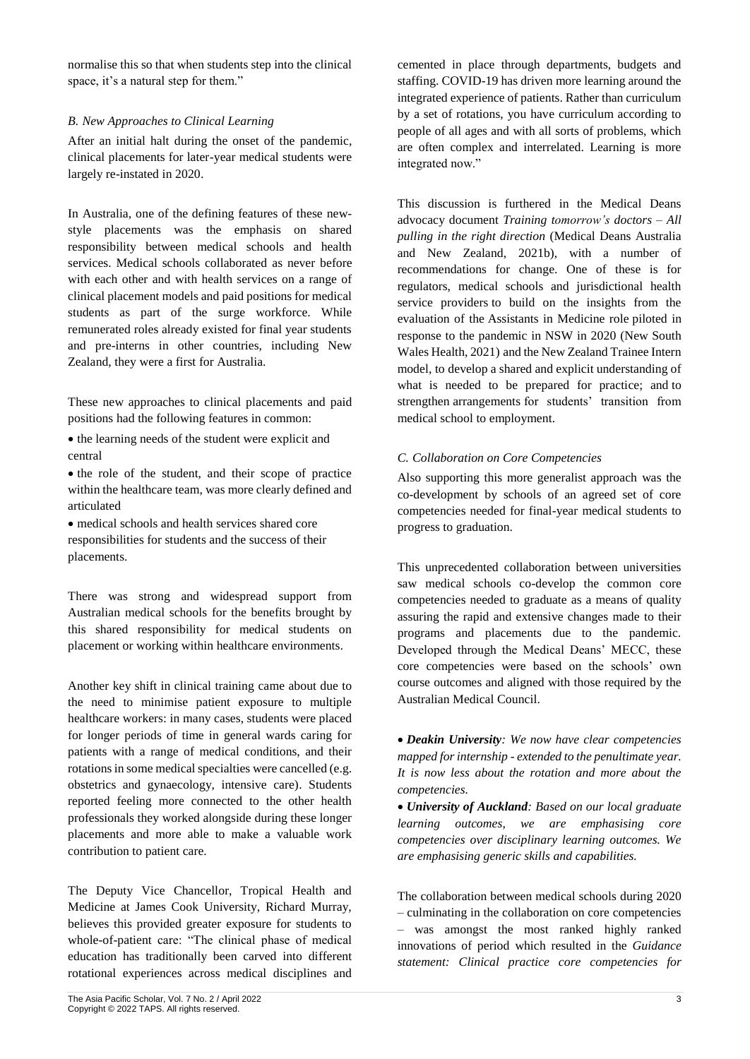normalise this so that when students step into the clinical space, it's a natural step for them."

### *B. New Approaches to Clinical Learning*

After an initial halt during the onset of the pandemic, clinical placements for later-year medical students were largely re-instated in 2020.

In Australia, one of the defining features of these new-style placements was the emphasis on shared responsibility between medical schools and health services. Medical schools collaborated as never before with each other and with health services on a range of clinical placement models and paid positions for medical students as part of the surge workforce. While remunerated roles already existed for final year students and pre-interns in other countries, including New Zealand, they were a first for Australia.

These new approaches to clinical placements and paid positions had the following features in common:

- the learning needs of the student were explicit and central
- the role of the student, and their scope of practice within the healthcare team, was more clearly defined and articulated
- medical schools and health services shared core responsibilities for students and the success of their placements.

There was strong and widespread support from Australian medical schools for the benefits brought by this shared responsibility for medical students on placement or working within healthcare environments.

Another key shift in clinical training came about due to the need to minimise patient exposure to multiple healthcare workers: in many cases, students were placed for longer periods of time in general wards caring for patients with a range of medical conditions, and their rotations in some medical specialties were cancelled (e.g. obstetrics and gynaecology, intensive care). Students reported feeling more connected to the other health professionals they worked alongside during these longer placements and more able to make a valuable work contribution to patient care.

The Deputy Vice Chancellor, Tropical Health and Medicine at James Cook University, Richard Murray, believes this provided greater exposure for students to whole-of-patient care: "The clinical phase of medical education has traditionally been carved into different rotational experiences across medical disciplines and cemented in place through departments, budgets and staffing. COVID-19 has driven more learning around the integrated experience of patients. Rather than curriculum by a set of rotations, you have curriculum according to people of all ages and with all sorts of problems, which are often complex and interrelated. Learning is more integrated now."

This discussion is furthered in the Medical Deans advocacy document *Training tomorrow's doctors – All pulling in the right direction* (Medical Deans Australia and New Zealand, 2021b), with a number of recommendations for change. One of these is for regulators, medical schools and jurisdictional health service providers to build on the insights from the evaluation of the Assistants in Medicine role piloted in response to the pandemic in NSW in 2020 (New South Wales Health, 2021) and the New Zealand Trainee Intern model, to develop a shared and explicit understanding of what is needed to be prepared for practice; and to strengthen arrangements for students' transition from medical school to employment.

### *C. Collaboration on Core Competencies*

Also supporting this more generalist approach was the co-development by schools of an agreed set of core competencies needed for final-year medical students to progress to graduation.

This unprecedented collaboration between universities saw medical schools co-develop the common core competencies needed to graduate as a means of quality assuring the rapid and extensive changes made to their programs and placements due to the pandemic. Developed through the Medical Deans' MECC, these core competencies were based on the schools' own course outcomes and aligned with those required by the Australian Medical Council.

- ***Deakin University****: We now have clear competencies mapped for internship - extended to the penultimate year. It is now less about the rotation and more about the competencies.*
- ***University of Auckland****: Based on our local graduate learning outcomes, we are emphasising core competencies over disciplinary learning outcomes. We are emphasising generic skills and capabilities.*

The collaboration between medical schools during 2020 – culminating in the collaboration on core competencies – was amongst the most ranked highly ranked innovations of period which resulted in the *Guidance statement: Clinical practice core competencies for*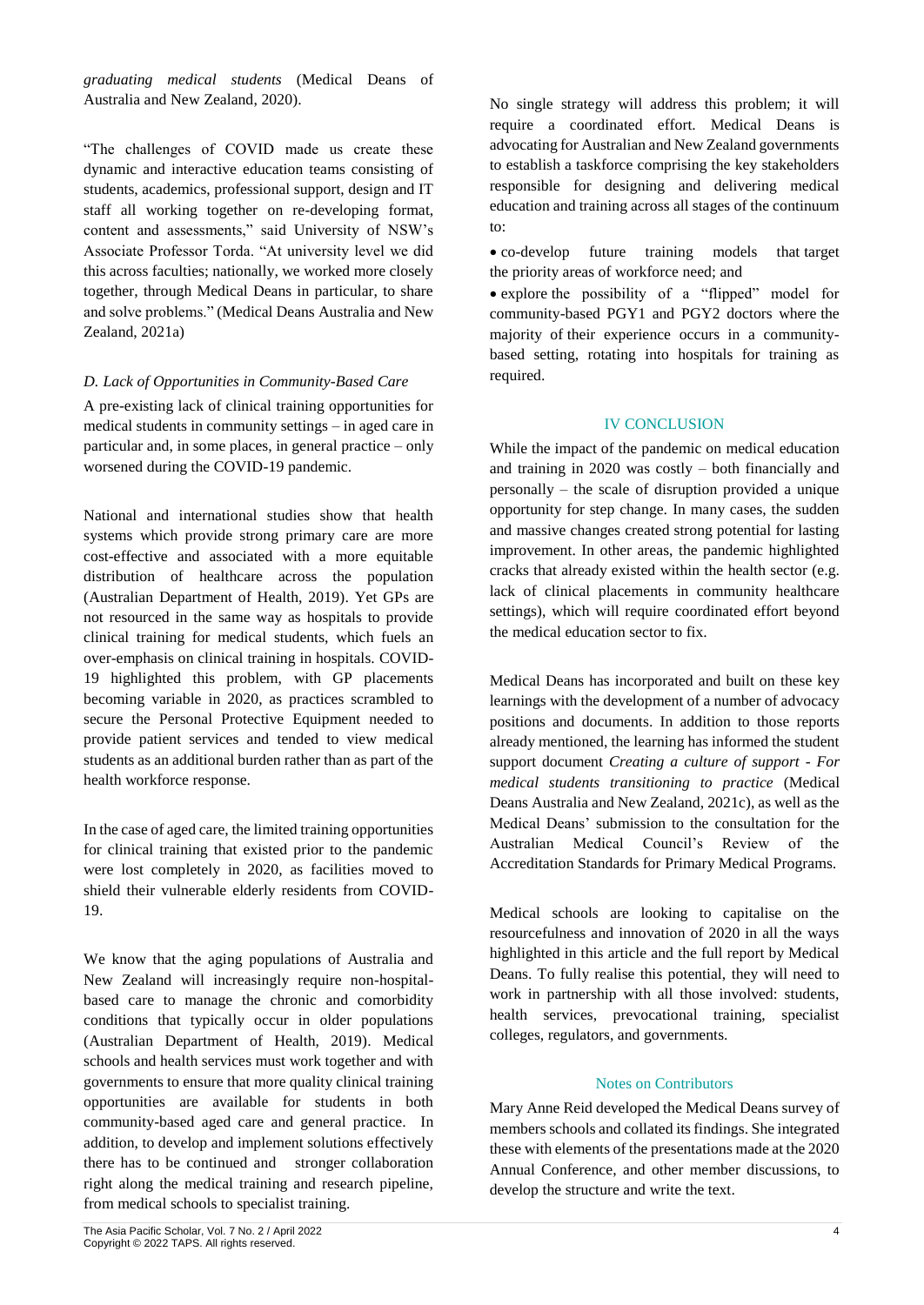*graduating medical students* (Medical Deans of Australia and New Zealand, 2020).

"The challenges of COVID made us create these dynamic and interactive education teams consisting of students, academics, professional support, design and IT staff all working together on re-developing format, content and assessments," said University of NSW's Associate Professor Torda. "At university level we did this across faculties; nationally, we worked more closely together, through Medical Deans in particular, to share and solve problems." (Medical Deans Australia and New Zealand, 2021a)

### *D. Lack of Opportunities in Community-Based Care*

A pre-existing lack of clinical training opportunities for medical students in community settings – in aged care in particular and, in some places, in general practice – only worsened during the COVID-19 pandemic.

National and international studies show that health systems which provide strong primary care are more cost-effective and associated with a more equitable distribution of healthcare across the population (Australian Department of Health, 2019). Yet GPs are not resourced in the same way as hospitals to provide clinical training for medical students, which fuels an over-emphasis on clinical training in hospitals. COVID-19 highlighted this problem, with GP placements becoming variable in 2020, as practices scrambled to secure the Personal Protective Equipment needed to provide patient services and tended to view medical students as an additional burden rather than as part of the health workforce response.

In the case of aged care, the limited training opportunities for clinical training that existed prior to the pandemic were lost completely in 2020, as facilities moved to shield their vulnerable elderly residents from COVID-19.

We know that the aging populations of Australia and New Zealand will increasingly require non-hospital-based care to manage the chronic and comorbidity conditions that typically occur in older populations (Australian Department of Health, 2019). Medical schools and health services must work together and with governments to ensure that more quality clinical training opportunities are available for students in both community-based aged care and general practice. In addition, to develop and implement solutions effectively there has to be continued and stronger collaboration right along the medical training and research pipeline, from medical schools to specialist training.

No single strategy will address this problem; it will require a coordinated effort. Medical Deans is advocating for Australian and New Zealand governments to establish a taskforce comprising the key stakeholders responsible for designing and delivering medical education and training across all stages of the continuum to:

- co-develop future training models that target the priority areas of workforce need; and
- explore the possibility of a "flipped" model for community-based PGY1 and PGY2 doctors where the majority of their experience occurs in a community-based setting, rotating into hospitals for training as required.

## IV CONCLUSION

While the impact of the pandemic on medical education and training in 2020 was costly – both financially and personally – the scale of disruption provided a unique opportunity for step change. In many cases, the sudden and massive changes created strong potential for lasting improvement. In other areas, the pandemic highlighted cracks that already existed within the health sector (e.g. lack of clinical placements in community healthcare settings), which will require coordinated effort beyond the medical education sector to fix.

Medical Deans has incorporated and built on these key learnings with the development of a number of advocacy positions and documents. In addition to those reports already mentioned, the learning has informed the student support document *Creating a culture of support - For medical students transitioning to practice* (Medical Deans Australia and New Zealand, 2021c), as well as the Medical Deans' submission to the consultation for the Australian Medical Council's Review of the Accreditation Standards for Primary Medical Programs.

Medical schools are looking to capitalise on the resourcefulness and innovation of 2020 in all the ways highlighted in this article and the full report by Medical Deans. To fully realise this potential, they will need to work in partnership with all those involved: students, health services, prevocational training, specialist colleges, regulators, and governments.

## Notes on Contributors

Mary Anne Reid developed the Medical Deans survey of members schools and collated its findings. She integrated these with elements of the presentations made at the 2020 Annual Conference, and other member discussions, to develop the structure and write the text.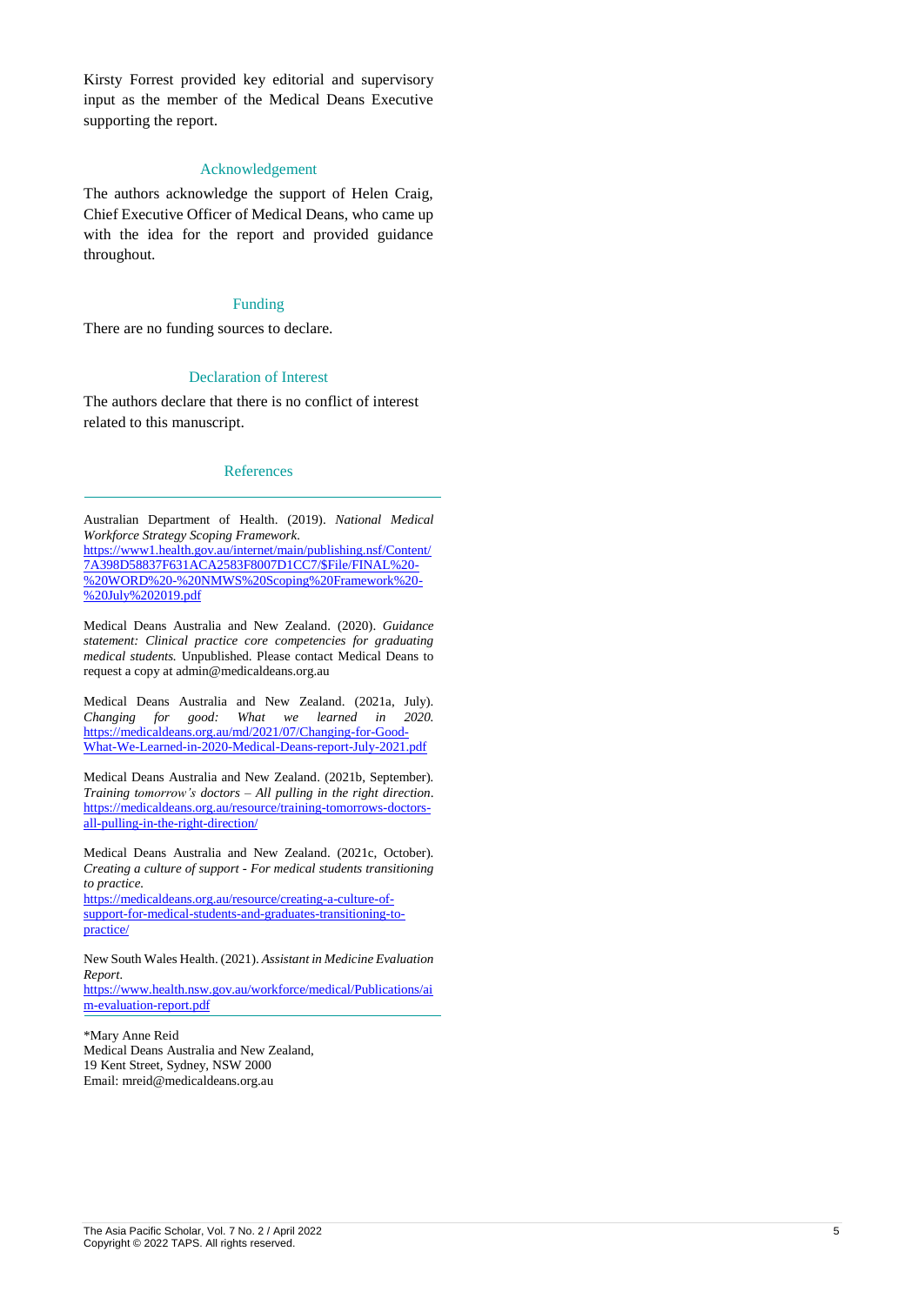Kirsty Forrest provided key editorial and supervisory input as the member of the Medical Deans Executive supporting the report.

## Acknowledgement

The authors acknowledge the support of Helen Craig, Chief Executive Officer of Medical Deans, who came up with the idea for the report and provided guidance throughout.

## Funding

There are no funding sources to declare.

## Declaration of Interest

The authors declare that there is no conflict of interest related to this manuscript.

## References

Australian Department of Health. (2019). *National Medical Workforce Strategy Scoping Framework*. https://www1.health.gov.au/internet/main/publishing.nsf/Content/7A398D58837F631ACA2583F8007D1CC7/$File/FINAL%20-%20WORD%20-%20NMWS%20Scoping%20Framework%20-%20July%202019.pdf

Medical Deans Australia and New Zealand. (2020). *Guidance statement: Clinical practice core competencies for graduating medical students.* Unpublished. Please contact Medical Deans to request a copy at admin@medicaldeans.org.au

Medical Deans Australia and New Zealand. (2021a, July). *Changing for good: What we learned in 2020.* https://medicaldeans.org.au/md/2021/07/Changing-for-Good-What-We-Learned-in-2020-Medical-Deans-report-July-2021.pdf

Medical Deans Australia and New Zealand. (2021b, September). *Training tomorrow's doctors – All pulling in the right direction*. https://medicaldeans.org.au/resource/training-tomorrows-doctors-all-pulling-in-the-right-direction/

Medical Deans Australia and New Zealand. (2021c, October). *Creating a culture of support - For medical students transitioning to practice*. https://medicaldeans.org.au/resource/creating-a-culture-of-support-for-medical-students-and-graduates-transitioning-to-practice/

New South Wales Health. (2021). *Assistant in Medicine Evaluation Report*. https://www.health.nsw.gov.au/workforce/medical/Publications/aim-evaluation-report.pdf

*Mary Anne Reid
Medical Deans Australia and New Zealand,
19 Kent Street, Sydney, NSW 2000
Email: mreid@medicaldeans.org.au